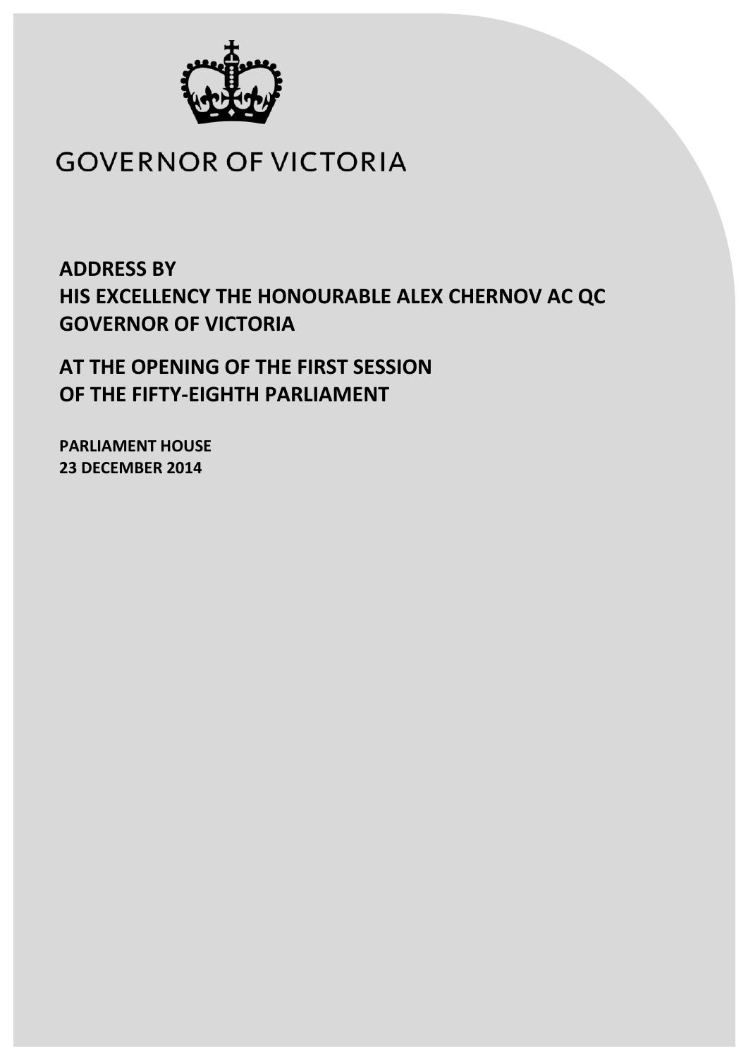# GOVERNOR OF VICTORIA

## ADDRESS BY
## HIS EXCELLENCY THE HONOURABLE ALEX CHERNOV AC QC
## GOVERNOR OF VICTORIA

## AT THE OPENING OF THE FIRST SESSION
## OF THE FIFTY-EIGHTH PARLIAMENT

**PARLIAMENT HOUSE**
**23 DECEMBER 2014**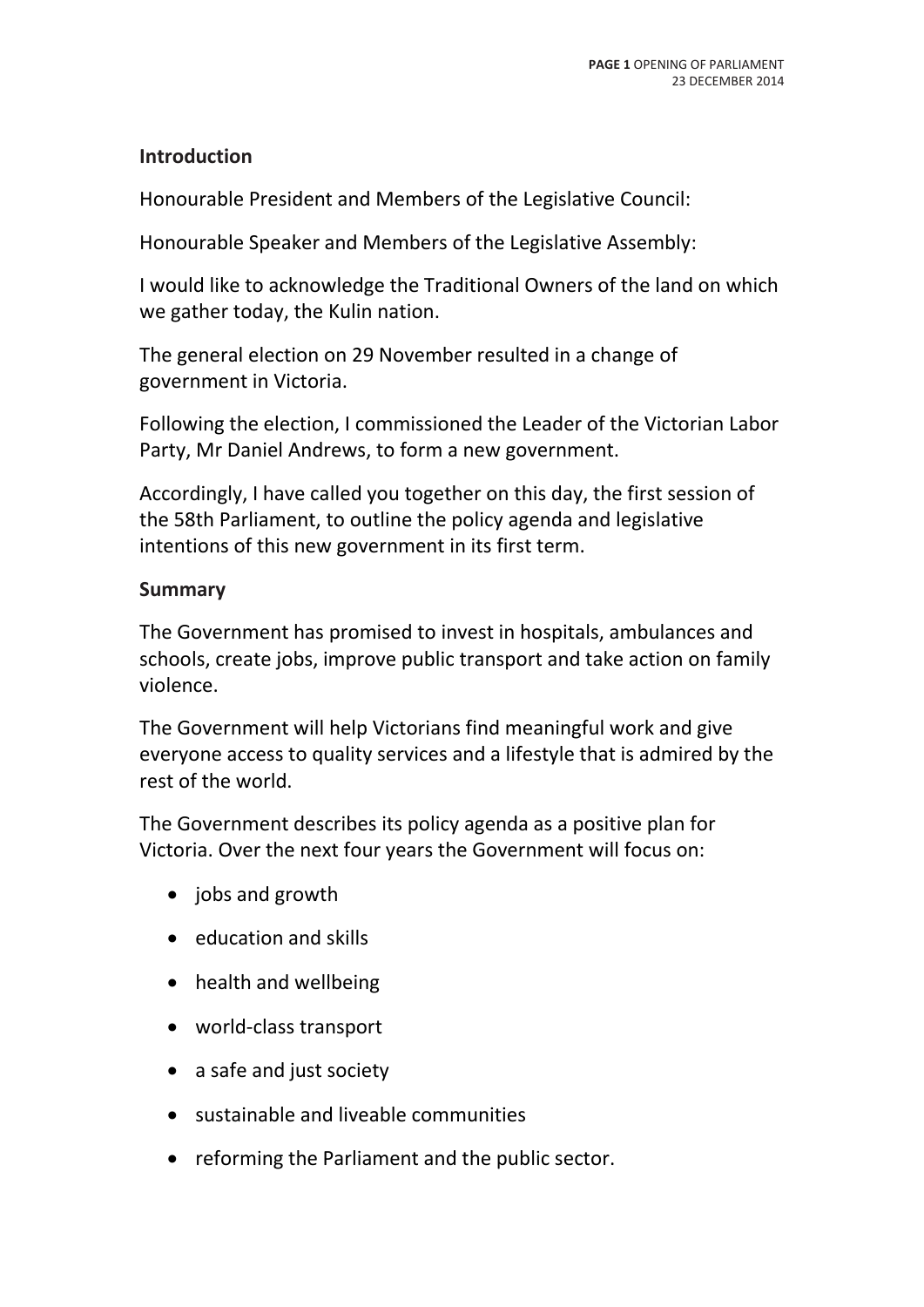## Introduction

Honourable President and Members of the Legislative Council:

Honourable Speaker and Members of the Legislative Assembly:

I would like to acknowledge the Traditional Owners of the land on which we gather today, the Kulin nation.

The general election on 29 November resulted in a change of government in Victoria.

Following the election, I commissioned the Leader of the Victorian Labor Party, Mr Daniel Andrews, to form a new government.

Accordingly, I have called you together on this day, the first session of the 58th Parliament, to outline the policy agenda and legislative intentions of this new government in its first term.

## Summary

The Government has promised to invest in hospitals, ambulances and schools, create jobs, improve public transport and take action on family violence.

The Government will help Victorians find meaningful work and give everyone access to quality services and a lifestyle that is admired by the rest of the world.

The Government describes its policy agenda as a positive plan for Victoria. Over the next four years the Government will focus on:

- jobs and growth
- education and skills
- health and wellbeing
- world-class transport
- a safe and just society
- sustainable and liveable communities
- reforming the Parliament and the public sector.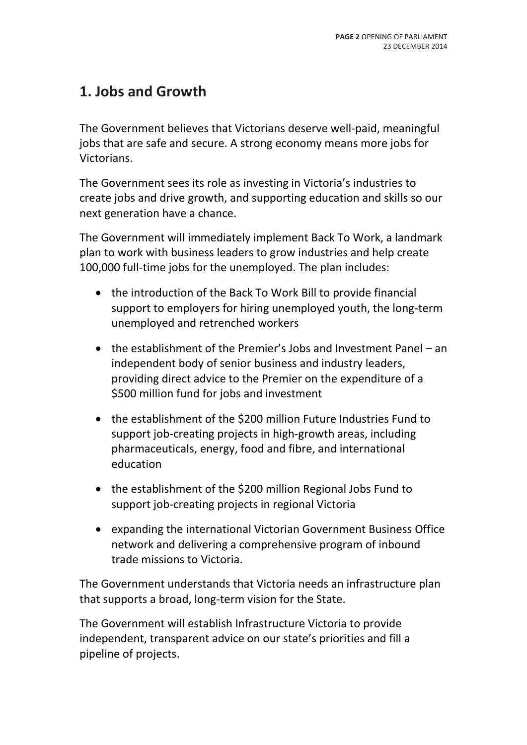## 1. Jobs and Growth

The Government believes that Victorians deserve well-paid, meaningful jobs that are safe and secure. A strong economy means more jobs for Victorians.

The Government sees its role as investing in Victoria's industries to create jobs and drive growth, and supporting education and skills so our next generation have a chance.

The Government will immediately implement Back To Work, a landmark plan to work with business leaders to grow industries and help create 100,000 full-time jobs for the unemployed. The plan includes:

- the introduction of the Back To Work Bill to provide financial support to employers for hiring unemployed youth, the long-term unemployed and retrenched workers
- the establishment of the Premier's Jobs and Investment Panel – an independent body of senior business and industry leaders, providing direct advice to the Premier on the expenditure of a $500 million fund for jobs and investment
- the establishment of the $200 million Future Industries Fund to support job-creating projects in high-growth areas, including pharmaceuticals, energy, food and fibre, and international education
- the establishment of the $200 million Regional Jobs Fund to support job-creating projects in regional Victoria
- expanding the international Victorian Government Business Office network and delivering a comprehensive program of inbound trade missions to Victoria.

The Government understands that Victoria needs an infrastructure plan that supports a broad, long-term vision for the State.

The Government will establish Infrastructure Victoria to provide independent, transparent advice on our state's priorities and fill a pipeline of projects.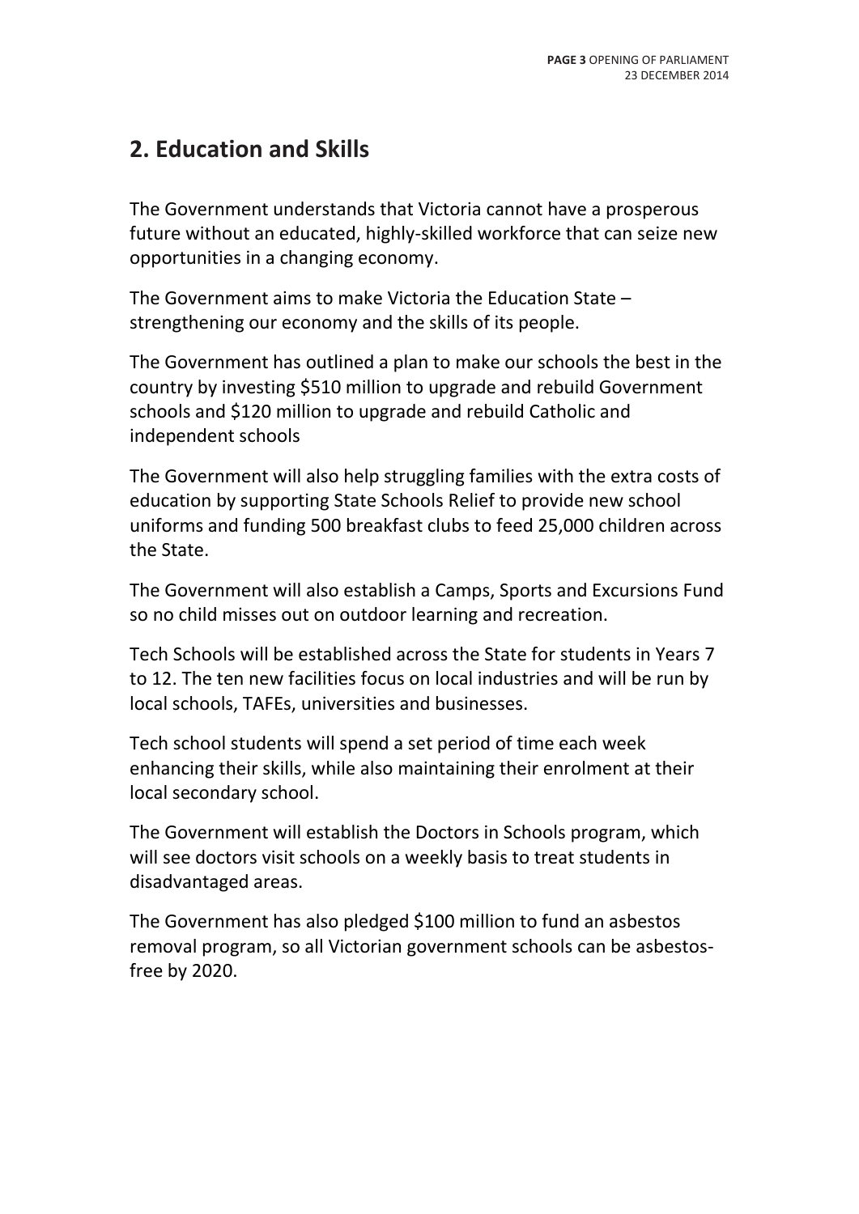## 2. Education and Skills

The Government understands that Victoria cannot have a prosperous future without an educated, highly-skilled workforce that can seize new opportunities in a changing economy.

The Government aims to make Victoria the Education State – strengthening our economy and the skills of its people.

The Government has outlined a plan to make our schools the best in the country by investing $510 million to upgrade and rebuild Government schools and $120 million to upgrade and rebuild Catholic and independent schools

The Government will also help struggling families with the extra costs of education by supporting State Schools Relief to provide new school uniforms and funding 500 breakfast clubs to feed 25,000 children across the State.

The Government will also establish a Camps, Sports and Excursions Fund so no child misses out on outdoor learning and recreation.

Tech Schools will be established across the State for students in Years 7 to 12. The ten new facilities focus on local industries and will be run by local schools, TAFEs, universities and businesses.

Tech school students will spend a set period of time each week enhancing their skills, while also maintaining their enrolment at their local secondary school.

The Government will establish the Doctors in Schools program, which will see doctors visit schools on a weekly basis to treat students in disadvantaged areas.

The Government has also pledged $100 million to fund an asbestos removal program, so all Victorian government schools can be asbestos-free by 2020.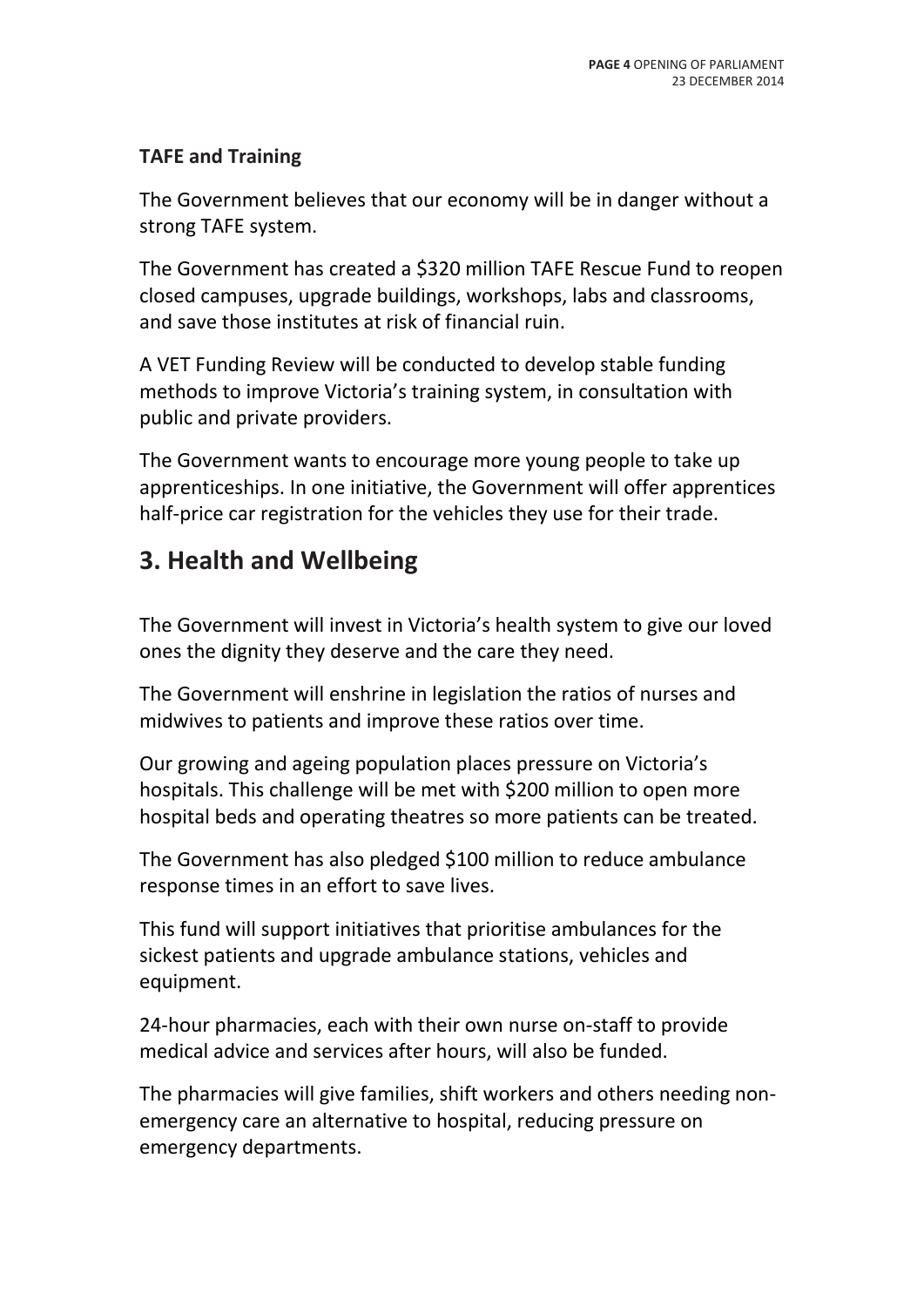**TAFE and Training**

The Government believes that our economy will be in danger without a strong TAFE system.

The Government has created a $320 million TAFE Rescue Fund to reopen closed campuses, upgrade buildings, workshops, labs and classrooms, and save those institutes at risk of financial ruin.

A VET Funding Review will be conducted to develop stable funding methods to improve Victoria's training system, in consultation with public and private providers.

The Government wants to encourage more young people to take up apprenticeships. In one initiative, the Government will offer apprentices half-price car registration for the vehicles they use for their trade.

## 3. Health and Wellbeing

The Government will invest in Victoria's health system to give our loved ones the dignity they deserve and the care they need.

The Government will enshrine in legislation the ratios of nurses and midwives to patients and improve these ratios over time.

Our growing and ageing population places pressure on Victoria's hospitals. This challenge will be met with $200 million to open more hospital beds and operating theatres so more patients can be treated.

The Government has also pledged $100 million to reduce ambulance response times in an effort to save lives.

This fund will support initiatives that prioritise ambulances for the sickest patients and upgrade ambulance stations, vehicles and equipment.

24-hour pharmacies, each with their own nurse on-staff to provide medical advice and services after hours, will also be funded.

The pharmacies will give families, shift workers and others needing non-emergency care an alternative to hospital, reducing pressure on emergency departments.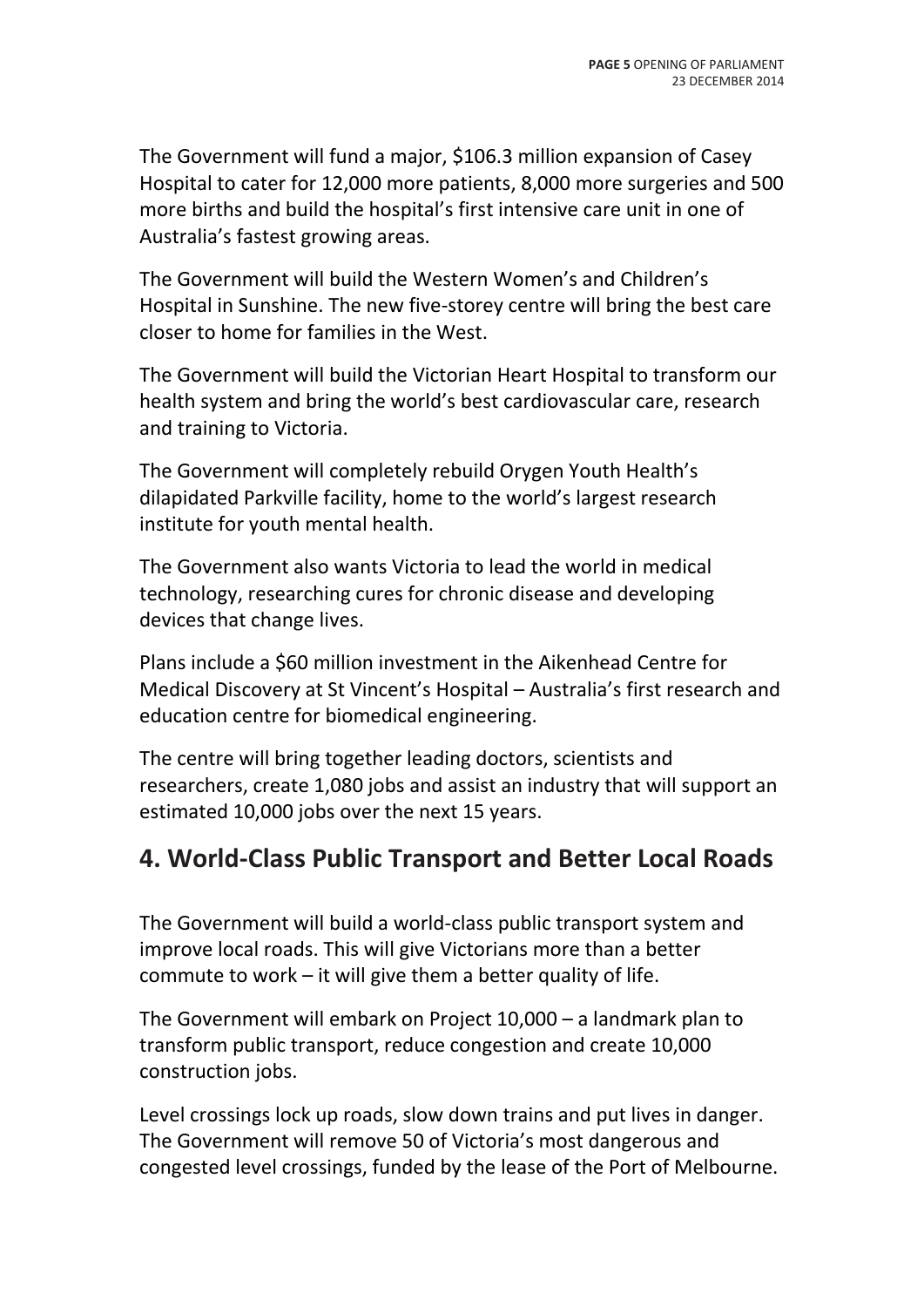The Government will fund a major, $106.3 million expansion of Casey Hospital to cater for 12,000 more patients, 8,000 more surgeries and 500 more births and build the hospital's first intensive care unit in one of Australia's fastest growing areas.

The Government will build the Western Women's and Children's Hospital in Sunshine. The new five-storey centre will bring the best care closer to home for families in the West.

The Government will build the Victorian Heart Hospital to transform our health system and bring the world's best cardiovascular care, research and training to Victoria.

The Government will completely rebuild Orygen Youth Health's dilapidated Parkville facility, home to the world's largest research institute for youth mental health.

The Government also wants Victoria to lead the world in medical technology, researching cures for chronic disease and developing devices that change lives.

Plans include a $60 million investment in the Aikenhead Centre for Medical Discovery at St Vincent's Hospital – Australia's first research and education centre for biomedical engineering.

The centre will bring together leading doctors, scientists and researchers, create 1,080 jobs and assist an industry that will support an estimated 10,000 jobs over the next 15 years.

## 4. World-Class Public Transport and Better Local Roads

The Government will build a world-class public transport system and improve local roads. This will give Victorians more than a better commute to work – it will give them a better quality of life.

The Government will embark on Project 10,000 – a landmark plan to transform public transport, reduce congestion and create 10,000 construction jobs.

Level crossings lock up roads, slow down trains and put lives in danger. The Government will remove 50 of Victoria's most dangerous and congested level crossings, funded by the lease of the Port of Melbourne.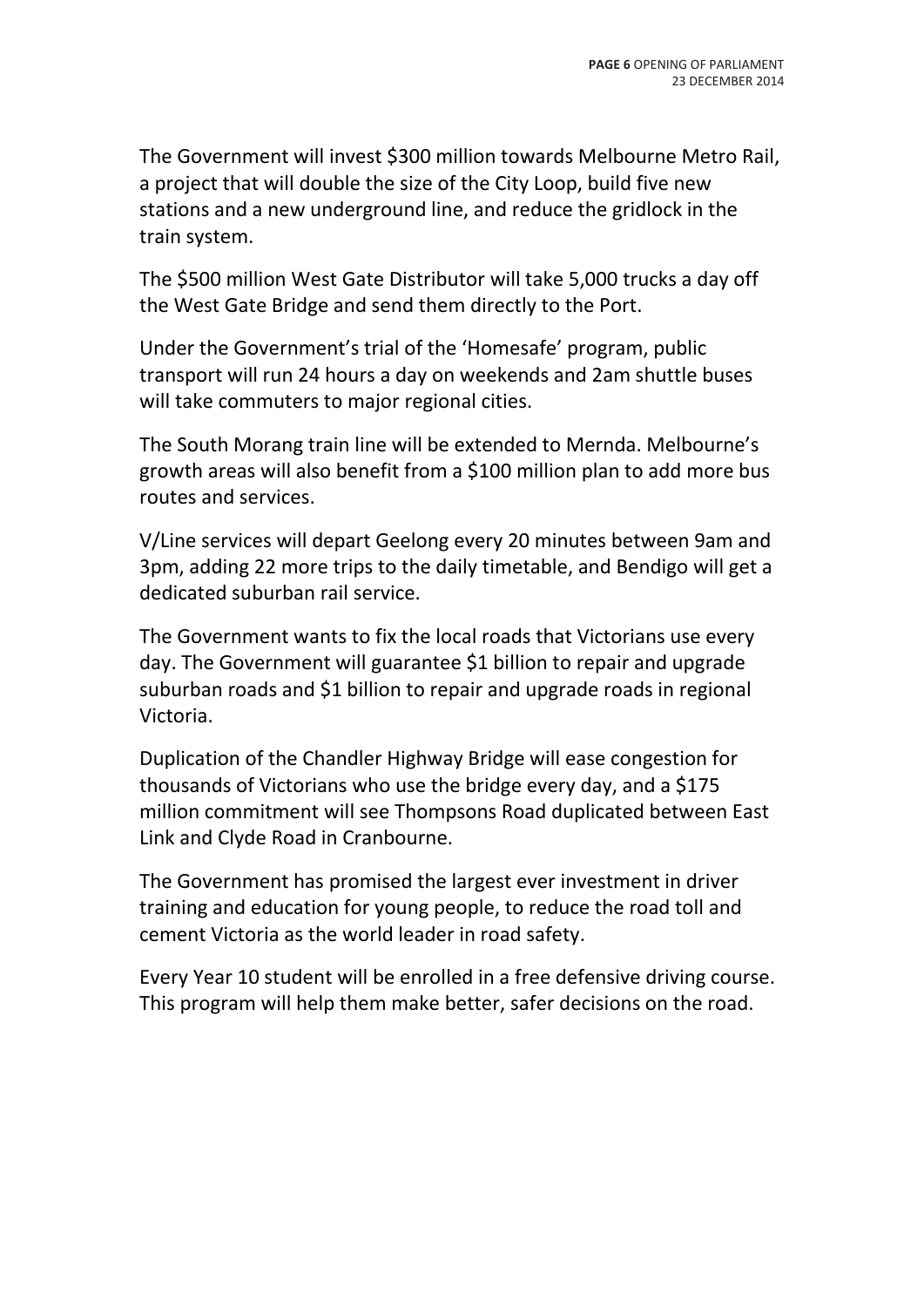The Government will invest $300 million towards Melbourne Metro Rail, a project that will double the size of the City Loop, build five new stations and a new underground line, and reduce the gridlock in the train system.

The $500 million West Gate Distributor will take 5,000 trucks a day off the West Gate Bridge and send them directly to the Port.

Under the Government's trial of the 'Homesafe' program, public transport will run 24 hours a day on weekends and 2am shuttle buses will take commuters to major regional cities.

The South Morang train line will be extended to Mernda. Melbourne's growth areas will also benefit from a $100 million plan to add more bus routes and services.

V/Line services will depart Geelong every 20 minutes between 9am and 3pm, adding 22 more trips to the daily timetable, and Bendigo will get a dedicated suburban rail service.

The Government wants to fix the local roads that Victorians use every day. The Government will guarantee $1 billion to repair and upgrade suburban roads and $1 billion to repair and upgrade roads in regional Victoria.

Duplication of the Chandler Highway Bridge will ease congestion for thousands of Victorians who use the bridge every day, and a $175 million commitment will see Thompsons Road duplicated between East Link and Clyde Road in Cranbourne.

The Government has promised the largest ever investment in driver training and education for young people, to reduce the road toll and cement Victoria as the world leader in road safety.

Every Year 10 student will be enrolled in a free defensive driving course. This program will help them make better, safer decisions on the road.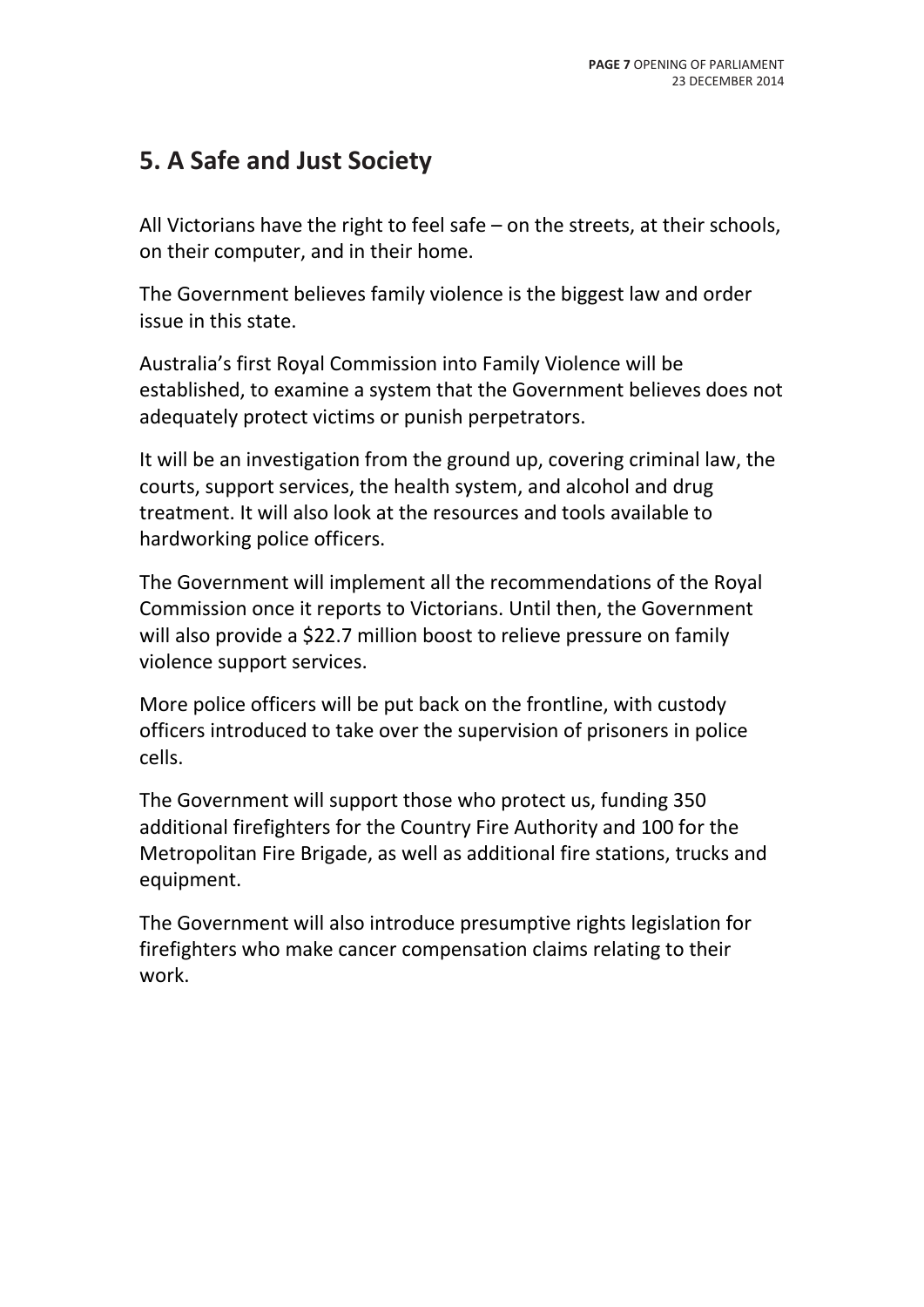## 5. A Safe and Just Society

All Victorians have the right to feel safe – on the streets, at their schools, on their computer, and in their home.

The Government believes family violence is the biggest law and order issue in this state.

Australia's first Royal Commission into Family Violence will be established, to examine a system that the Government believes does not adequately protect victims or punish perpetrators.

It will be an investigation from the ground up, covering criminal law, the courts, support services, the health system, and alcohol and drug treatment. It will also look at the resources and tools available to hardworking police officers.

The Government will implement all the recommendations of the Royal Commission once it reports to Victorians. Until then, the Government will also provide a $22.7 million boost to relieve pressure on family violence support services.

More police officers will be put back on the frontline, with custody officers introduced to take over the supervision of prisoners in police cells.

The Government will support those who protect us, funding 350 additional firefighters for the Country Fire Authority and 100 for the Metropolitan Fire Brigade, as well as additional fire stations, trucks and equipment.

The Government will also introduce presumptive rights legislation for firefighters who make cancer compensation claims relating to their work.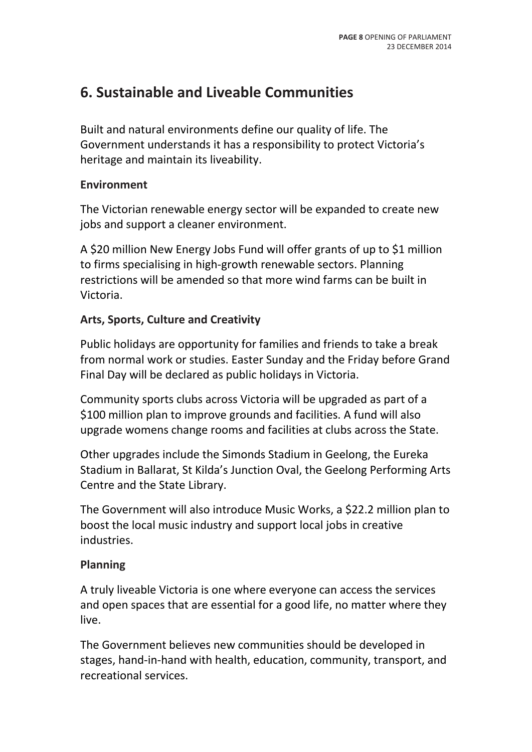## 6. Sustainable and Liveable Communities

Built and natural environments define our quality of life. The Government understands it has a responsibility to protect Victoria's heritage and maintain its liveability.

**Environment**

The Victorian renewable energy sector will be expanded to create new jobs and support a cleaner environment.

A $20 million New Energy Jobs Fund will offer grants of up to $1 million to firms specialising in high-growth renewable sectors. Planning restrictions will be amended so that more wind farms can be built in Victoria.

**Arts, Sports, Culture and Creativity**

Public holidays are opportunity for families and friends to take a break from normal work or studies. Easter Sunday and the Friday before Grand Final Day will be declared as public holidays in Victoria.

Community sports clubs across Victoria will be upgraded as part of a $100 million plan to improve grounds and facilities. A fund will also upgrade womens change rooms and facilities at clubs across the State.

Other upgrades include the Simonds Stadium in Geelong, the Eureka Stadium in Ballarat, St Kilda's Junction Oval, the Geelong Performing Arts Centre and the State Library.

The Government will also introduce Music Works, a $22.2 million plan to boost the local music industry and support local jobs in creative industries.

**Planning**

A truly liveable Victoria is one where everyone can access the services and open spaces that are essential for a good life, no matter where they live.

The Government believes new communities should be developed in stages, hand-in-hand with health, education, community, transport, and recreational services.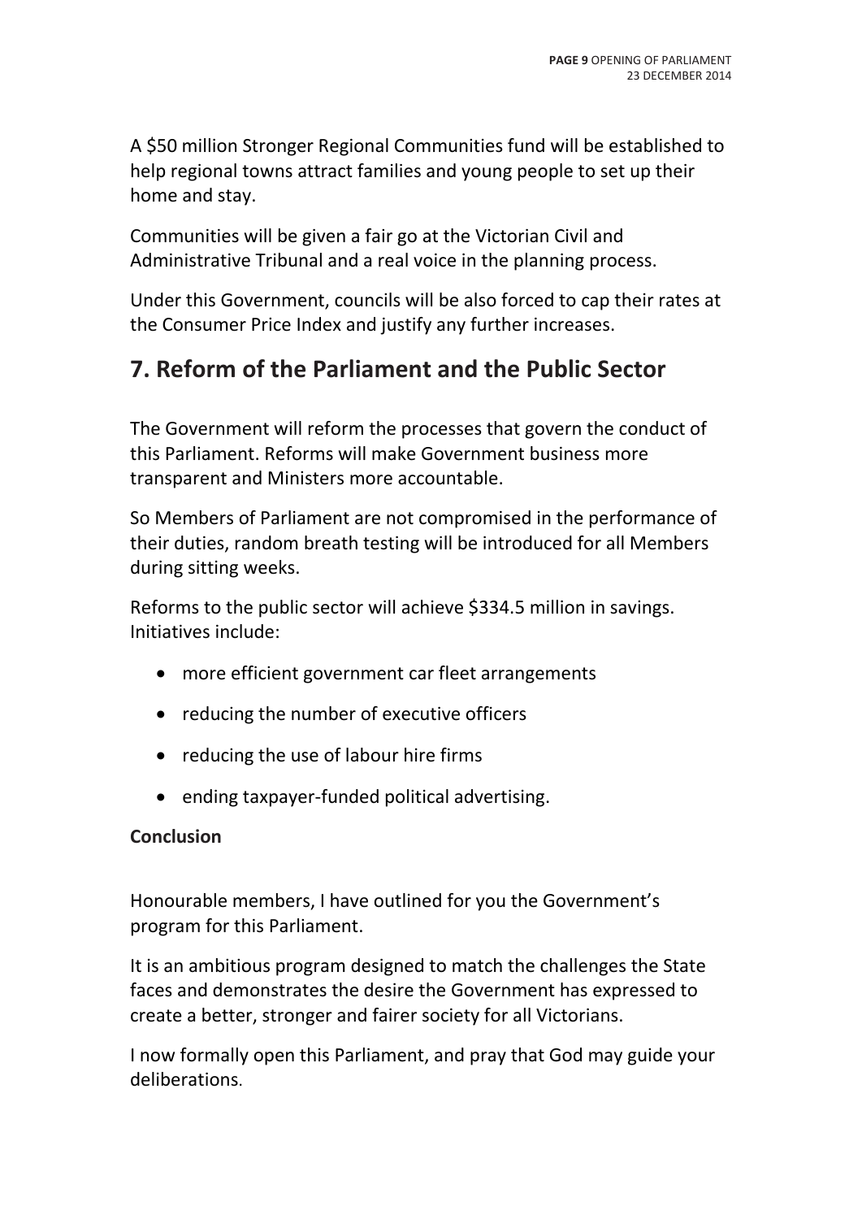A $50 million Stronger Regional Communities fund will be established to help regional towns attract families and young people to set up their home and stay.

Communities will be given a fair go at the Victorian Civil and Administrative Tribunal and a real voice in the planning process.

Under this Government, councils will be also forced to cap their rates at the Consumer Price Index and justify any further increases.

## 7. Reform of the Parliament and the Public Sector

The Government will reform the processes that govern the conduct of this Parliament. Reforms will make Government business more transparent and Ministers more accountable.

So Members of Parliament are not compromised in the performance of their duties, random breath testing will be introduced for all Members during sitting weeks.

Reforms to the public sector will achieve $334.5 million in savings. Initiatives include:

- more efficient government car fleet arrangements
- reducing the number of executive officers
- reducing the use of labour hire firms
- ending taxpayer-funded political advertising.

**Conclusion**

Honourable members, I have outlined for you the Government's program for this Parliament.

It is an ambitious program designed to match the challenges the State faces and demonstrates the desire the Government has expressed to create a better, stronger and fairer society for all Victorians.

I now formally open this Parliament, and pray that God may guide your deliberations.